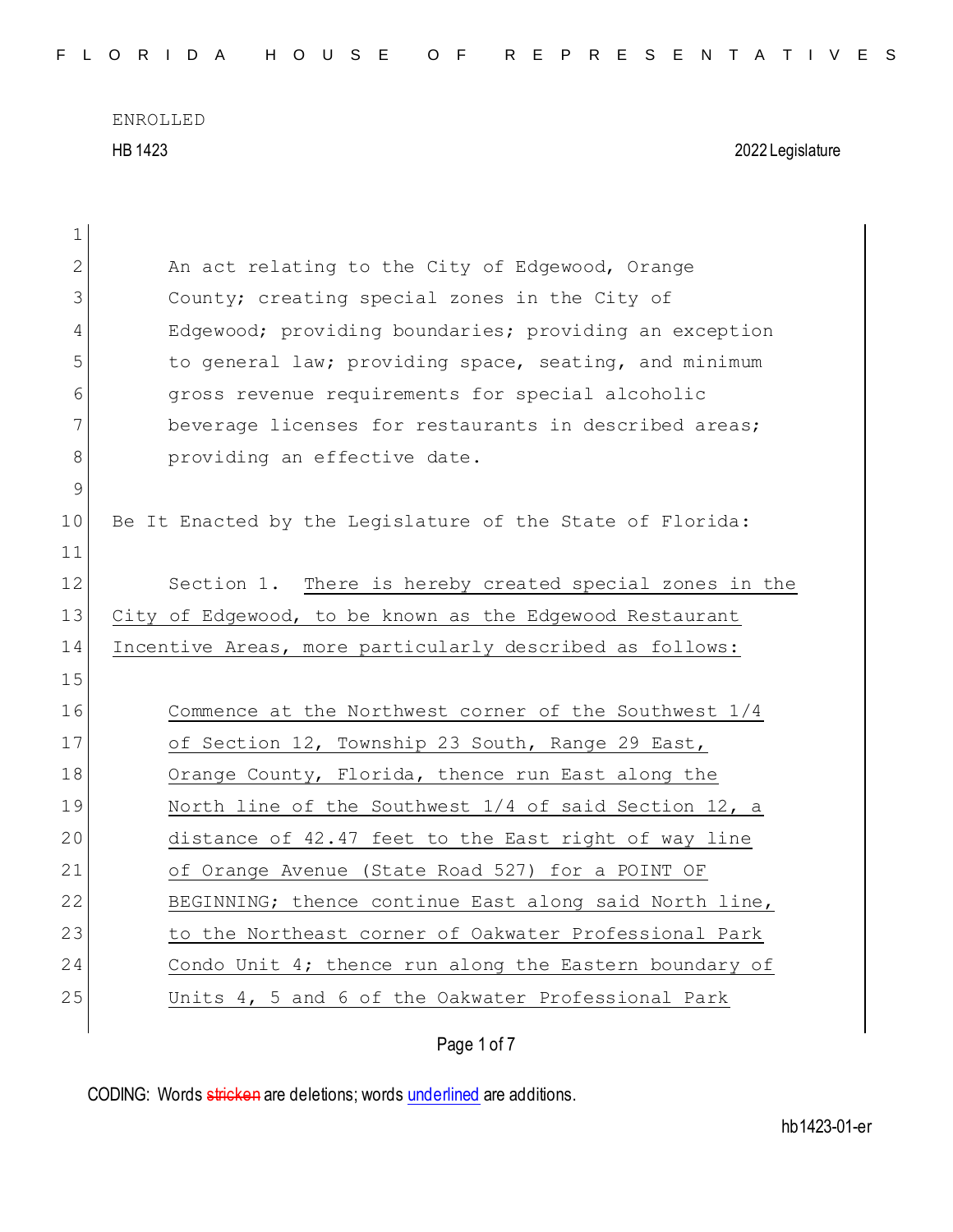ENROLLED

HB 1423 2022 Legislature

An act relating to the City of Edgewood, Orange County; creating special zones in the City of Edgewood; providing boundaries; providing an exception to general law; providing space, seating, and minimum gross revenue requirements for special alcoholic beverage licenses for restaurants in described areas; providing an effective date.

Be It Enacted by the Legislature of the State of Florida:

Section 1. There is hereby created special zones in the City of Edgewood, to be known as the Edgewood Restaurant Incentive Areas, more particularly described as follows:

Commence at the Northwest corner of the Southwest 1/4 of Section 12, Township 23 South, Range 29 East, Orange County, Florida, thence run East along the North line of the Southwest 1/4 of said Section 12, a distance of 42.47 feet to the East right of way line of Orange Avenue (State Road 527) for a POINT OF BEGINNING; thence continue East along said North line, to the Northeast corner of Oakwater Professional Park Condo Unit 4; thence run along the Eastern boundary of Units 4, 5 and 6 of the Oakwater Professional Park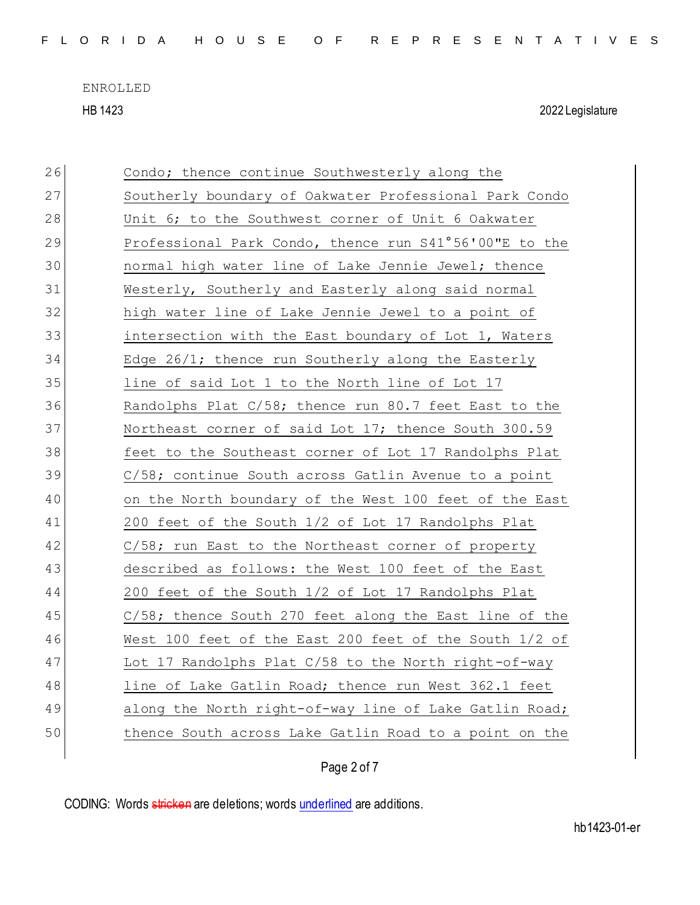26 Condo; thence continue Southwesterly along the
27 Southerly boundary of Oakwater Professional Park Condo
28 Unit 6; to the Southwest corner of Unit 6 Oakwater
29 Professional Park Condo, thence run S41°56'00"E to the
30 normal high water line of Lake Jennie Jewel; thence
31 Westerly, Southerly and Easterly along said normal
32 high water line of Lake Jennie Jewel to a point of
33 intersection with the East boundary of Lot 1, Waters
34 Edge 26/1; thence run Southerly along the Easterly
35 line of said Lot 1 to the North line of Lot 17
36 Randolphs Plat C/58; thence run 80.7 feet East to the
37 Northeast corner of said Lot 17; thence South 300.59
38 feet to the Southeast corner of Lot 17 Randolphs Plat
39 C/58; continue South across Gatlin Avenue to a point
40 on the North boundary of the West 100 feet of the East
41 200 feet of the South 1/2 of Lot 17 Randolphs Plat
42 C/58; run East to the Northeast corner of property
43 described as follows: the West 100 feet of the East
44 200 feet of the South 1/2 of Lot 17 Randolphs Plat
45 C/58; thence South 270 feet along the East line of the
46 West 100 feet of the East 200 feet of the South 1/2 of
47 Lot 17 Randolphs Plat C/58 to the North right-of-way
48 line of Lake Gatlin Road; thence run West 362.1 feet
49 along the North right-of-way line of Lake Gatlin Road;
50 thence South across Lake Gatlin Road to a point on the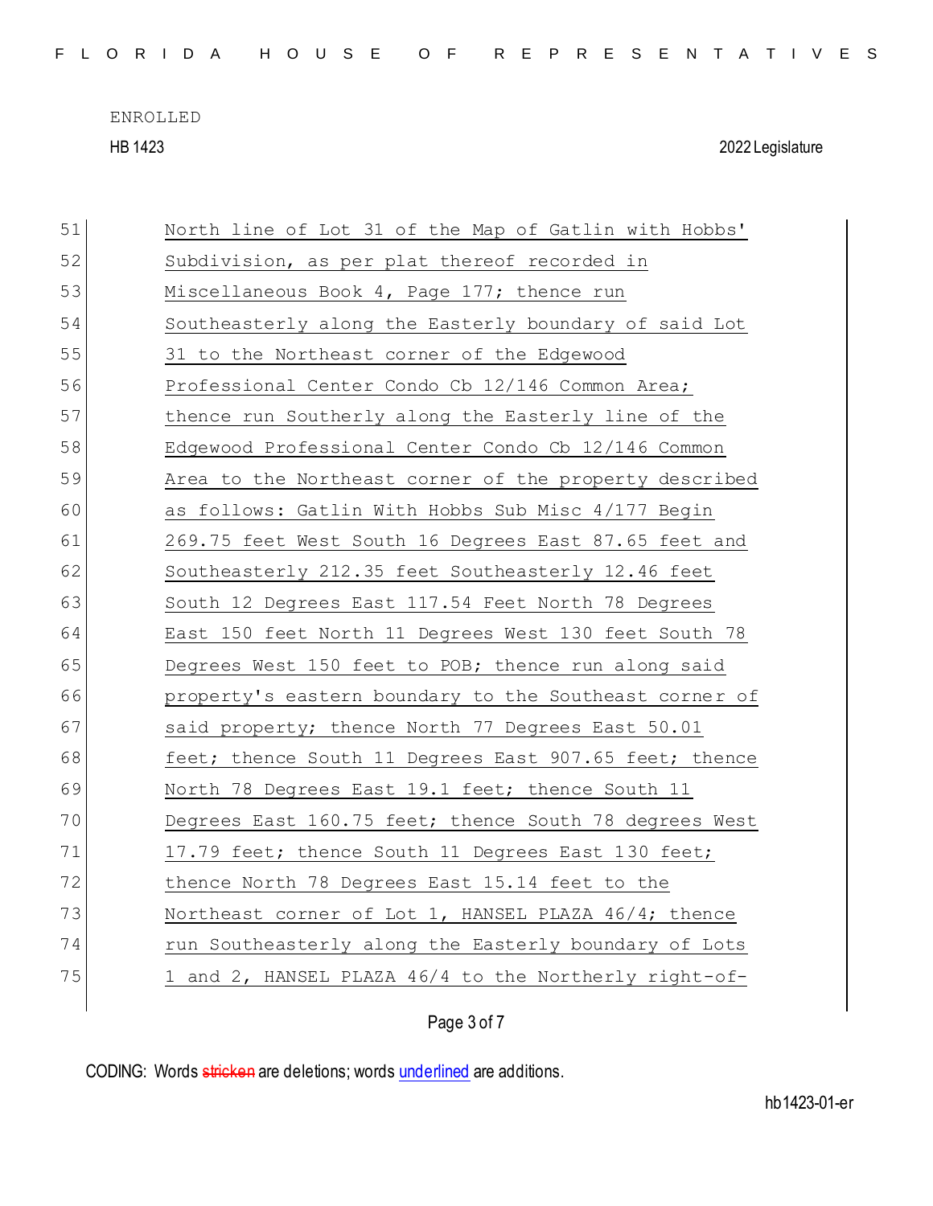North line of Lot 31 of the Map of Gatlin with Hobbs' Subdivision, as per plat thereof recorded in Miscellaneous Book 4, Page 177; thence run Southeasterly along the Easterly boundary of said Lot 31 to the Northeast corner of the Edgewood Professional Center Condo Cb 12/146 Common Area; thence run Southerly along the Easterly line of the Edgewood Professional Center Condo Cb 12/146 Common Area to the Northeast corner of the property described as follows: Gatlin With Hobbs Sub Misc 4/177 Begin 269.75 feet West South 16 Degrees East 87.65 feet and Southeasterly 212.35 feet Southeasterly 12.46 feet South 12 Degrees East 117.54 Feet North 78 Degrees East 150 feet North 11 Degrees West 130 feet South 78 Degrees West 150 feet to POB; thence run along said property's eastern boundary to the Southeast corner of said property; thence North 77 Degrees East 50.01 feet; thence South 11 Degrees East 907.65 feet; thence North 78 Degrees East 19.1 feet; thence South 11 Degrees East 160.75 feet; thence South 78 degrees West 17.79 feet; thence South 11 Degrees East 130 feet; thence North 78 Degrees East 15.14 feet to the Northeast corner of Lot 1, HANSEL PLAZA 46/4; thence run Southeasterly along the Easterly boundary of Lots 1 and 2, HANSEL PLAZA 46/4 to the Northerly right-of-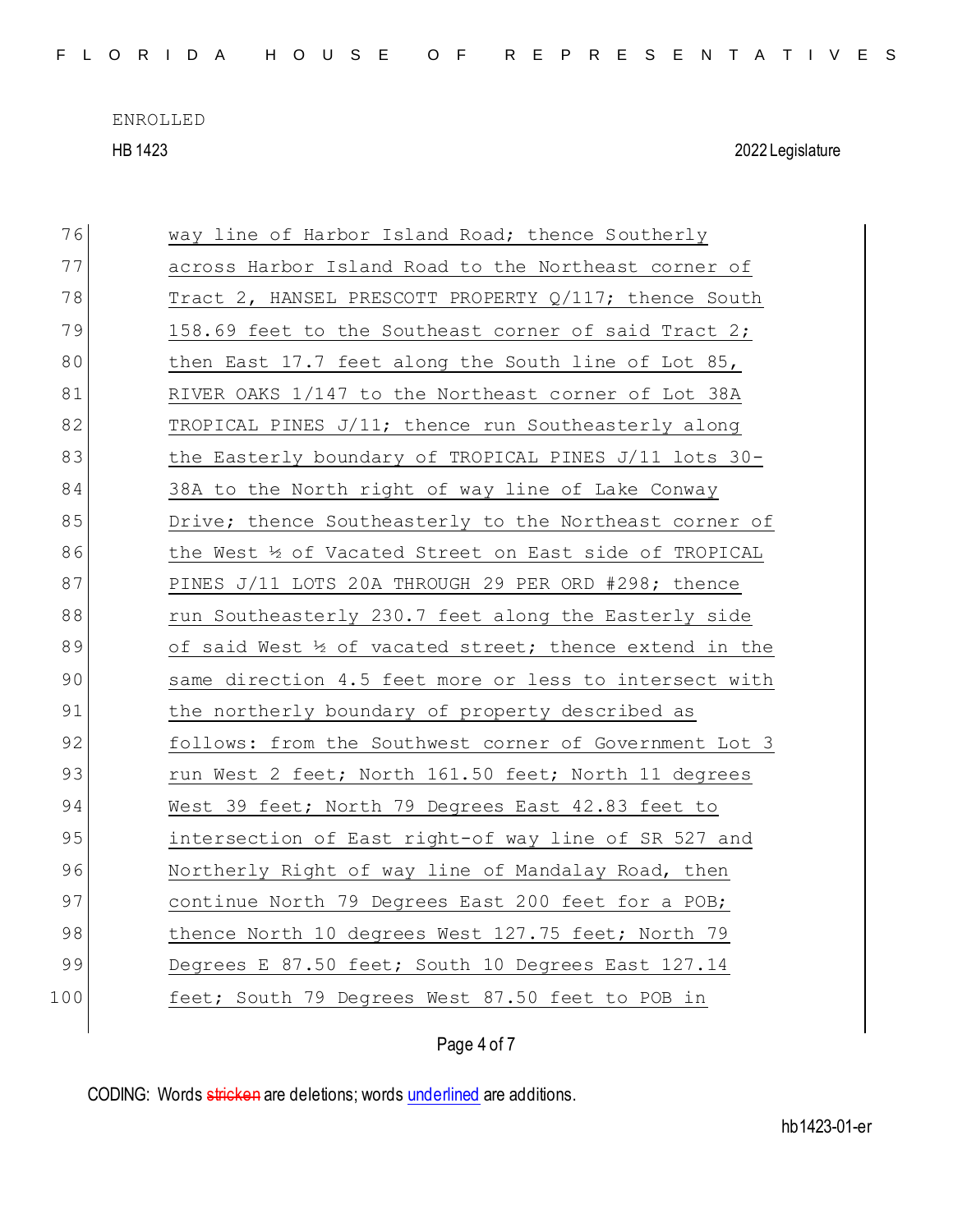76 way line of Harbor Island Road; thence Southerly
77 across Harbor Island Road to the Northeast corner of
78 Tract 2, HANSEL PRESCOTT PROPERTY Q/117; thence South
79 158.69 feet to the Southeast corner of said Tract 2;
80 then East 17.7 feet along the South line of Lot 85,
81 RIVER OAKS 1/147 to the Northeast corner of Lot 38A
82 TROPICAL PINES J/11; thence run Southeasterly along
83 the Easterly boundary of TROPICAL PINES J/11 lots 30-
84 38A to the North right of way line of Lake Conway
85 Drive; thence Southeasterly to the Northeast corner of
86 the West ½ of Vacated Street on East side of TROPICAL
87 PINES J/11 LOTS 20A THROUGH 29 PER ORD #298; thence
88 run Southeasterly 230.7 feet along the Easterly side
89 of said West ½ of vacated street; thence extend in the
90 same direction 4.5 feet more or less to intersect with
91 the northerly boundary of property described as
92 follows: from the Southwest corner of Government Lot 3
93 run West 2 feet; North 161.50 feet; North 11 degrees
94 West 39 feet; North 79 Degrees East 42.83 feet to
95 intersection of East right-of way line of SR 527 and
96 Northerly Right of way line of Mandalay Road, then
97 continue North 79 Degrees East 200 feet for a POB;
98 thence North 10 degrees West 127.75 feet; North 79
99 Degrees E 87.50 feet; South 10 Degrees East 127.14
100 feet; South 79 Degrees West 87.50 feet to POB in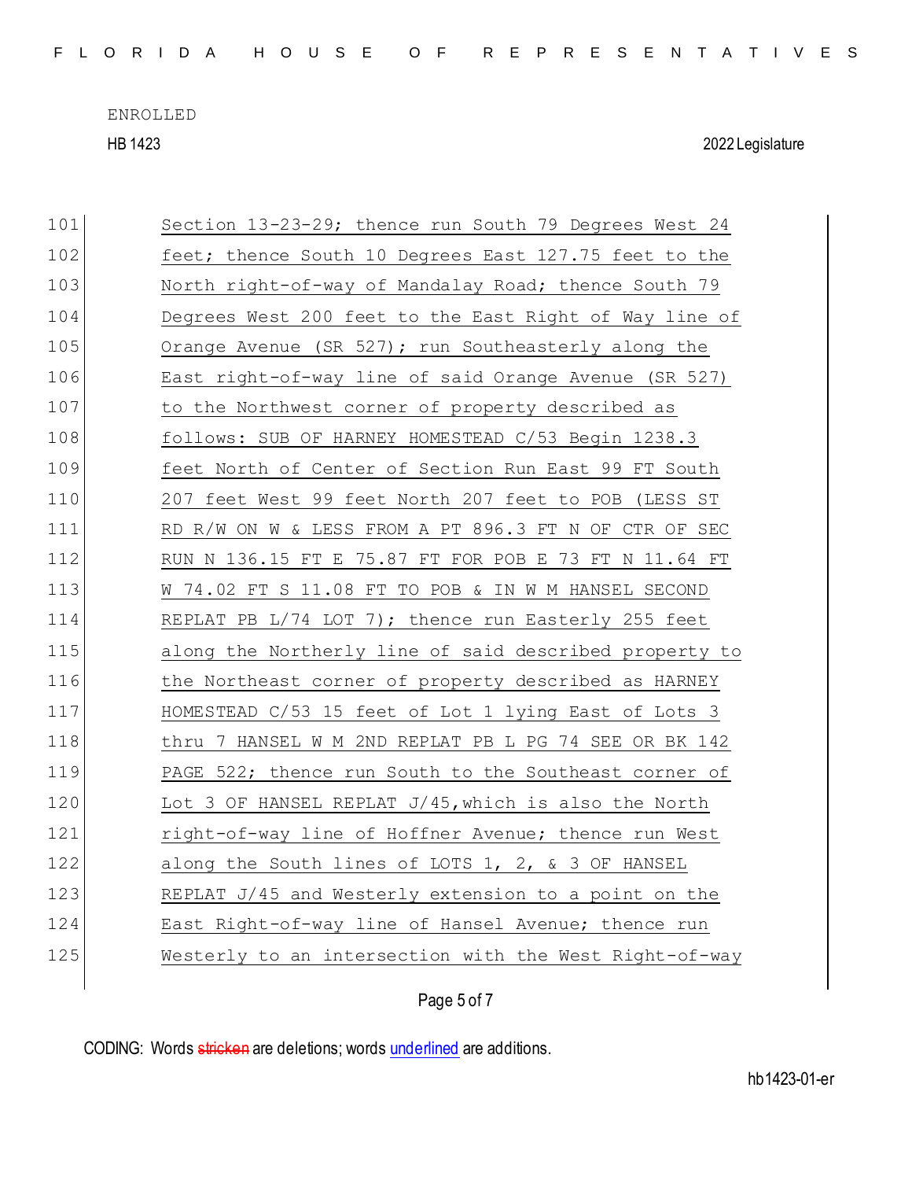ENROLLED

HB 1423 2022 Legislature

101 Section 13-23-29; thence run South 79 Degrees West 24
102 feet; thence South 10 Degrees East 127.75 feet to the
103 North right-of-way of Mandalay Road; thence South 79
104 Degrees West 200 feet to the East Right of Way line of
105 Orange Avenue (SR 527); run Southeasterly along the
106 East right-of-way line of said Orange Avenue (SR 527)
107 to the Northwest corner of property described as
108 follows: SUB OF HARNEY HOMESTEAD C/53 Begin 1238.3
109 feet North of Center of Section Run East 99 FT South
110 207 feet West 99 feet North 207 feet to POB (LESS ST
111 RD R/W ON W & LESS FROM A PT 896.3 FT N OF CTR OF SEC
112 RUN N 136.15 FT E 75.87 FT FOR POB E 73 FT N 11.64 FT
113 W 74.02 FT S 11.08 FT TO POB & IN W M HANSEL SECOND
114 REPLAT PB L/74 LOT 7); thence run Easterly 255 feet
115 along the Northerly line of said described property to
116 the Northeast corner of property described as HARNEY
117 HOMESTEAD C/53 15 feet of Lot 1 lying East of Lots 3
118 thru 7 HANSEL W M 2ND REPLAT PB L PG 74 SEE OR BK 142
119 PAGE 522; thence run South to the Southeast corner of
120 Lot 3 OF HANSEL REPLAT J/45,which is also the North
121 right-of-way line of Hoffner Avenue; thence run West
122 along the South lines of LOTS 1, 2, & 3 OF HANSEL
123 REPLAT J/45 and Westerly extension to a point on the
124 East Right-of-way line of Hansel Avenue; thence run
125 Westerly to an intersection with the West Right-of-way

CODING: Words stricken are deletions; words underlined are additions.

hb1423-01-er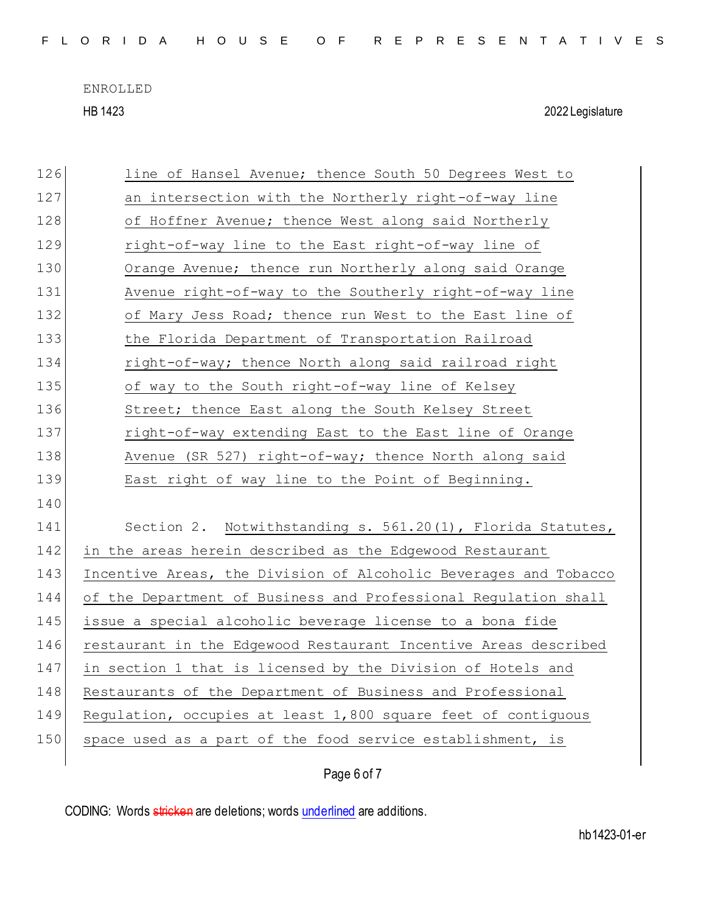line of Hansel Avenue; thence South 50 Degrees West to an intersection with the Northerly right-of-way line of Hoffner Avenue; thence West along said Northerly right-of-way line to the East right-of-way line of Orange Avenue; thence run Northerly along said Orange Avenue right-of-way to the Southerly right-of-way line of Mary Jess Road; thence run West to the East line of the Florida Department of Transportation Railroad right-of-way; thence North along said railroad right of way to the South right-of-way line of Kelsey Street; thence East along the South Kelsey Street right-of-way extending East to the East line of Orange Avenue (SR 527) right-of-way; thence North along said East right of way line to the Point of Beginning.

Section 2. Notwithstanding s. 561.20(1), Florida Statutes, in the areas herein described as the Edgewood Restaurant Incentive Areas, the Division of Alcoholic Beverages and Tobacco of the Department of Business and Professional Regulation shall issue a special alcoholic beverage license to a bona fide restaurant in the Edgewood Restaurant Incentive Areas described in section 1 that is licensed by the Division of Hotels and Restaurants of the Department of Business and Professional Regulation, occupies at least 1,800 square feet of contiguous space used as a part of the food service establishment, is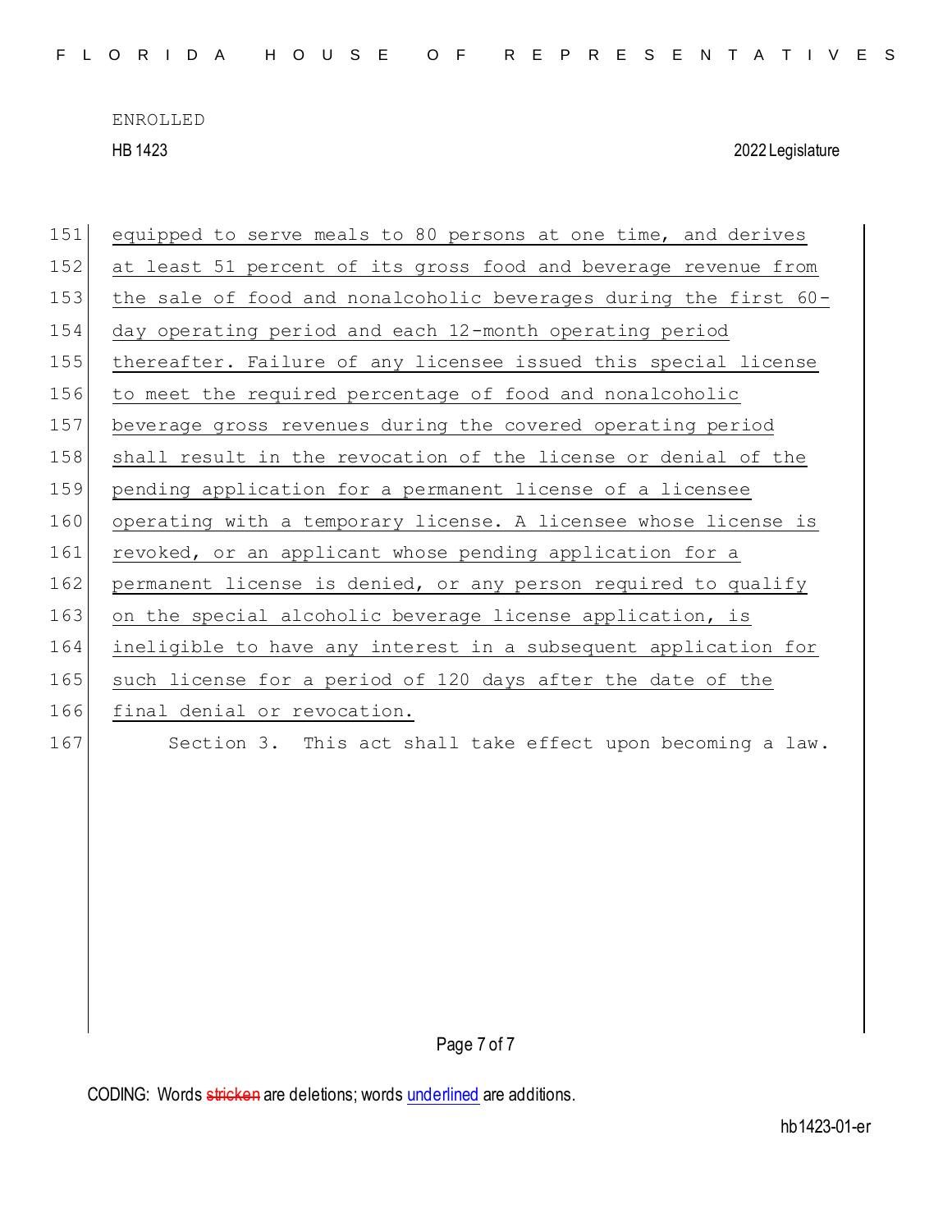equipped to serve meals to 80 persons at one time, and derives at least 51 percent of its gross food and beverage revenue from the sale of food and nonalcoholic beverages during the first 60-day operating period and each 12-month operating period thereafter. Failure of any licensee issued this special license to meet the required percentage of food and nonalcoholic beverage gross revenues during the covered operating period shall result in the revocation of the license or denial of the pending application for a permanent license of a licensee operating with a temporary license. A licensee whose license is revoked, or an applicant whose pending application for a permanent license is denied, or any person required to qualify on the special alcoholic beverage license application, is ineligible to have any interest in a subsequent application for such license for a period of 120 days after the date of the final denial or revocation.

Section 3. This act shall take effect upon becoming a law.